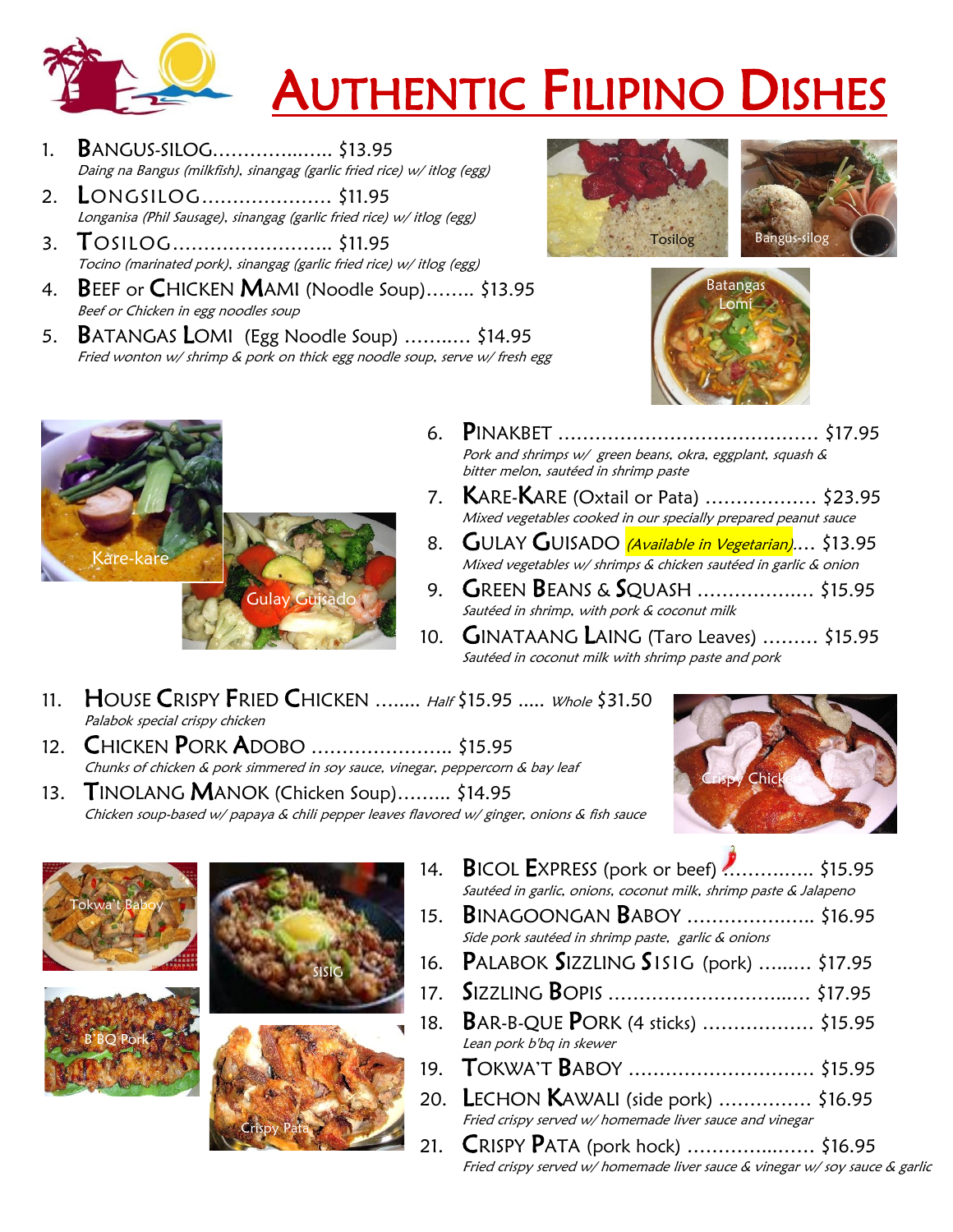# AUTHENTIC FILIPINO DISHES

1. **BANGUS-SILOG**.................... $13.95
   *Daing na Bangus (milkfish), sinangag (garlic fried rice) w/ itlog (egg)*
2. **LONGSILOG**..................... $11.95
   *Longanisa (Phil Sausage), sinangag (garlic fried rice) w/ itlog (egg)*
3. **TOSILOG**.......................... $11.95
   *Tocino (marinated pork), sinangag (garlic fried rice) w/ itlog (egg)*
4. **BEEF or CHICKEN MAMI** (Noodle Soup)........ $13.95
   *Beef or Chicken in egg noodles soup*
5. **BATANGAS LOMI** (Egg Noodle Soup) ........... $14.95
   *Fried wonton w/ shrimp & pork on thick egg noodle soup, serve w/ fresh egg*

Tosilog
Bangus-silog
Batangas Lomi

6. **PINAKBET** ......................................... $17.95
   *Pork and shrimps w/ green beans, okra, eggplant, squash & bitter melon, sautéed in shrimp paste*
7. **KARE-KARE** (Oxtail or Pata) .................. $23.95
   *Mixed vegetables cooked in our specially prepared peanut sauce*
8. **GULAY GUISADO** *(Available in Vegetarian)*.... $13.95
   *Mixed vegetables w/ shrimps & chicken sautéed in garlic & onion*
9. **GREEN BEANS & SQUASH** ................... $15.95
   *Sautéed in shrimp, with pork & coconut milk*
10. **GINATAANG LAING** (Taro Leaves) ......... $15.95
    *Sautéed in coconut milk with shrimp paste and pork*

Kare-kare
Gulay Guisado

11. **HOUSE CRISPY FRIED CHICKEN** ........ *Half* $15.95 ..... *Whole* $31.50
    *Palabok special crispy chicken*
12. **CHICKEN PORK ADOBO** ...................... $15.95
    *Chunks of chicken & pork simmered in soy sauce, vinegar, peppercorn & bay leaf*
13. **TINOLANG MANOK** (Chicken Soup)......... $14.95
    *Chicken soup-based w/ papaya & chili pepper leaves flavored w/ ginger, onions & fish sauce*

Crispy Chicken

14. **BICOL EXPRESS** (pork or beef) ............... $15.95
    *Sautéed in garlic, onions, coconut milk, shrimp paste & Jalapeno*
15. **BINAGOONGAN BABOY** ..................... $16.95
    *Side pork sautéed in shrimp paste, garlic & onions*
16. **PALABOK SIZZLING SISIG** (pork) ......... $17.95
17. **SIZZLING BOPIS** ................................ $17.95
18. **BAR-B-QUE PORK** (4 sticks) .................. $15.95
    *Lean pork b'bq in skewer*
19. **TOKWA'T BABOY** .............................. $15.95
20. **LECHON KAWALI** (side pork) ............... $16.95
    *Fried crispy served w/ homemade liver sauce and vinegar*
21. **CRISPY PATA** (pork hock) ..................... $16.95
    *Fried crispy served w/ homemade liver sauce & vinegar w/ soy sauce & garlic*

Tokwa't Baboy
SISIG
B'BQ Pork
Crispy Pata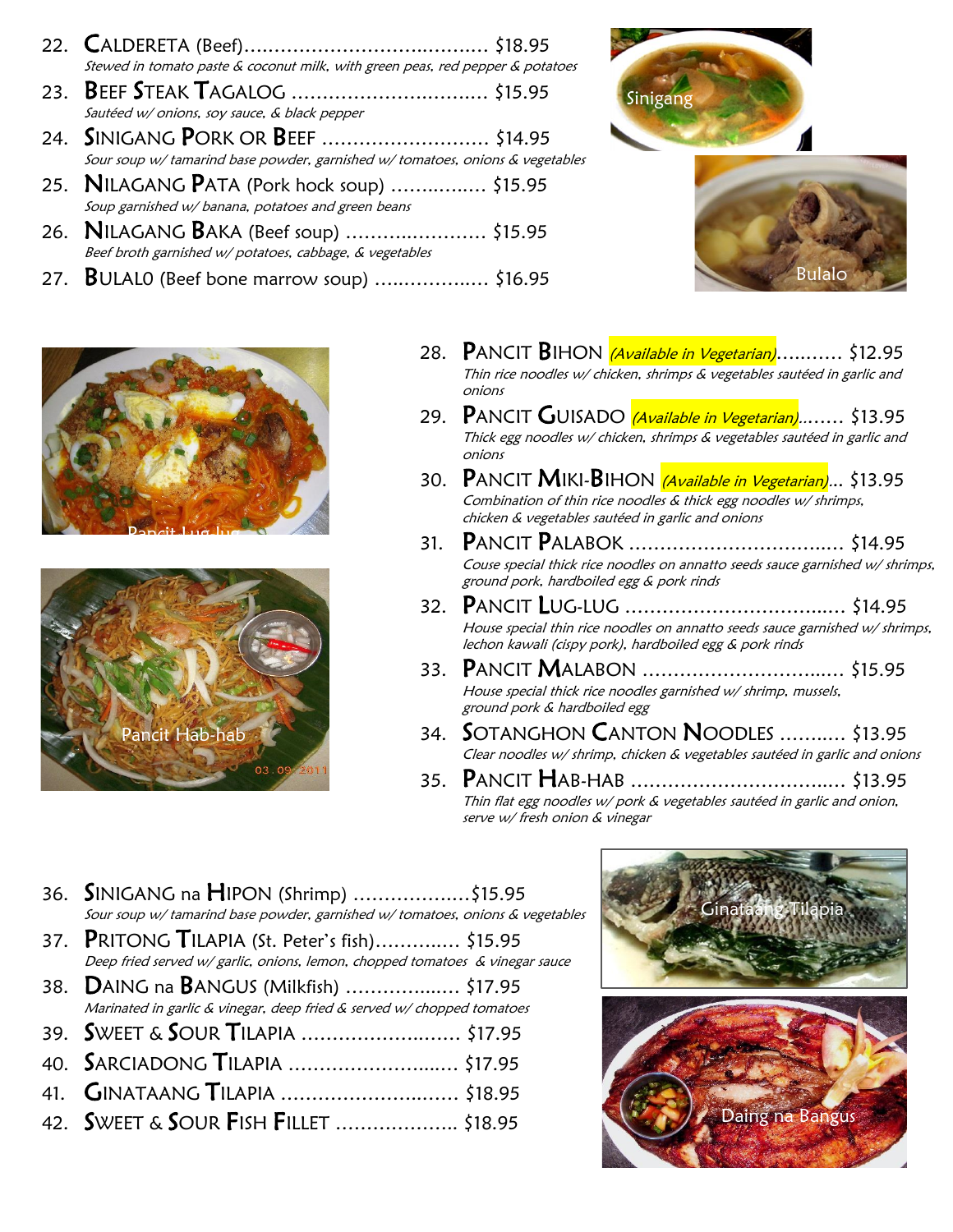22. **CALDERETA** (Beef)........................................... $18.95
*Stewed in tomato paste & coconut milk, with green peas, red pepper & potatoes*

23. **BEEF STEAK TAGALOG** ................................ $15.95
*Sautéed w/ onions, soy sauce, & black pepper*

24. **SINIGANG PORK OR BEEF** ........................... $14.95
*Sour soup w/ tamarind base powder, garnished w/ tomatoes, onions & vegetables*

25. **NILAGANG PATA** (Pork hock soup) ................ $15.95
*Soup garnished w/ banana, potatoes and green beans*

26. **NILAGANG BAKA** (Beef soup) ......................... $15.95
*Beef broth garnished w/ potatoes, cabbage, & vegetables*

27. **BULALO** (Beef bone marrow soup) .................. $16.95

Sinigang

Bulalo

28. **PANCIT BIHON** *(Available in Vegetarian)*........... $12.95
*Thin rice noodles w/ chicken, shrimps & vegetables sautéed in garlic and onions*

29. **PANCIT GUISADO** *(Available in Vegetarian)*........ $13.95
*Thick egg noodles w/ chicken, shrimps & vegetables sautéed in garlic and onions*

30. **PANCIT MIKI-BIHON** *(Available in Vegetarian)*... $13.95
*Combination of thin rice noodles & thick egg noodles w/ shrimps, chicken & vegetables sautéed in garlic and onions*

31. **PANCIT PALABOK** .................................... $14.95
*Couse special thick rice noodles on annatto seeds sauce garnished w/ shrimps, ground pork, hardboiled egg & pork rinds*

32. **PANCIT LUG-LUG** ..................................... $14.95
*House special thin rice noodles on annatto seeds sauce garnished w/ shrimps, lechon kawali (cispy pork), hardboiled egg & pork rinds*

33. **PANCIT MALABON** ..................................... $15.95
*House special thick rice noodles garnished w/ shrimp, mussels, ground pork & hardboiled egg*

34. **SOTANGHON CANTON NOODLES** ........... $13.95
*Clear noodles w/ shrimp, chicken & vegetables sautéed in garlic and onions*

35. **PANCIT HAB-HAB** ..................................... $13.95
*Thin flat egg noodles w/ pork & vegetables sautéed in garlic and onion, serve w/ fresh onion & vinegar*

Pancit Lug-lug

Pancit Hab-hab

36. **SINIGANG na HIPON** (Shrimp) ...................$15.95
*Sour soup w/ tamarind base powder, garnished w/ tomatoes, onions & vegetables*

37. **PRITONG TILAPIA** (St. Peter's fish).............. $15.95
*Deep fried served w/ garlic, onions, lemon, chopped tomatoes & vinegar sauce*

38. **DAING na BANGUS** (Milkfish) .................... $17.95
*Marinated in garlic & vinegar, deep fried & served w/ chopped tomatoes*

39. **SWEET & SOUR TILAPIA** ........................... $17.95

40. **SARCIADONG TILAPIA** ............................. $17.95

41. **GINATAANG TILAPIA** ............................... $18.95

42. **SWEET & SOUR FISH FILLET** .................... $18.95

Ginataang Tilapia

Daing na Bangus